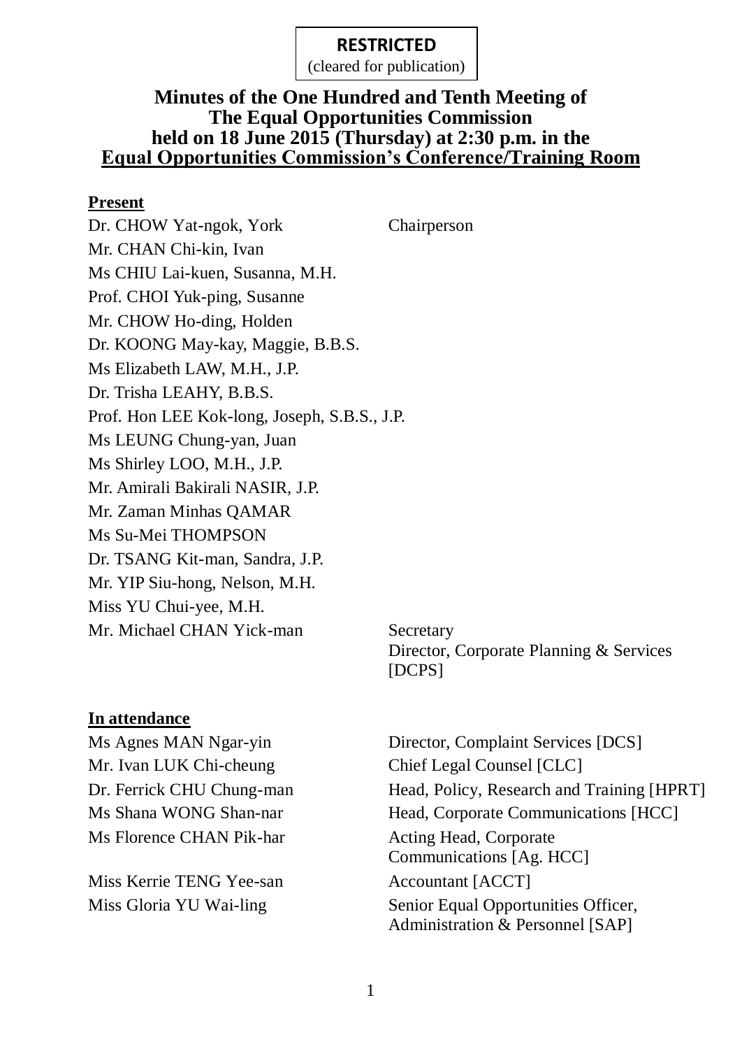**RESTRICTED**
(cleared for publication)

# Minutes of the One Hundred and Tenth Meeting of The Equal Opportunities Commission held on 18 June 2015 (Thursday) at 2:30 p.m. in the Equal Opportunities Commission's Conference/Training Room

**Present**

| | |
|---|---|
| Dr. CHOW Yat-ngok, York | Chairperson |
| Mr. CHAN Chi-kin, Ivan | |
| Ms CHIU Lai-kuen, Susanna, M.H. | |
| Prof. CHOI Yuk-ping, Susanne | |
| Mr. CHOW Ho-ding, Holden | |
| Dr. KOONG May-kay, Maggie, B.B.S. | |
| Ms Elizabeth LAW, M.H., J.P. | |
| Dr. Trisha LEAHY, B.B.S. | |
| Prof. Hon LEE Kok-long, Joseph, S.B.S., J.P. | |
| Ms LEUNG Chung-yan, Juan | |
| Ms Shirley LOO, M.H., J.P. | |
| Mr. Amirali Bakirali NASIR, J.P. | |
| Mr. Zaman Minhas QAMAR | |
| Ms Su-Mei THOMPSON | |
| Dr. TSANG Kit-man, Sandra, J.P. | |
| Mr. YIP Siu-hong, Nelson, M.H. | |
| Miss YU Chui-yee, M.H. | |
| Mr. Michael CHAN Yick-man | Secretary<br>Director, Corporate Planning & Services [DCPS] |

**In attendance**

| | |
|---|---|
| Ms Agnes MAN Ngar-yin | Director, Complaint Services [DCS] |
| Mr. Ivan LUK Chi-cheung | Chief Legal Counsel [CLC] |
| Dr. Ferrick CHU Chung-man | Head, Policy, Research and Training [HPRT] |
| Ms Shana WONG Shan-nar | Head, Corporate Communications [HCC] |
| Ms Florence CHAN Pik-har | Acting Head, Corporate Communications [Ag. HCC] |
| Miss Kerrie TENG Yee-san | Accountant [ACCT] |
| Miss Gloria YU Wai-ling | Senior Equal Opportunities Officer, Administration & Personnel [SAP] |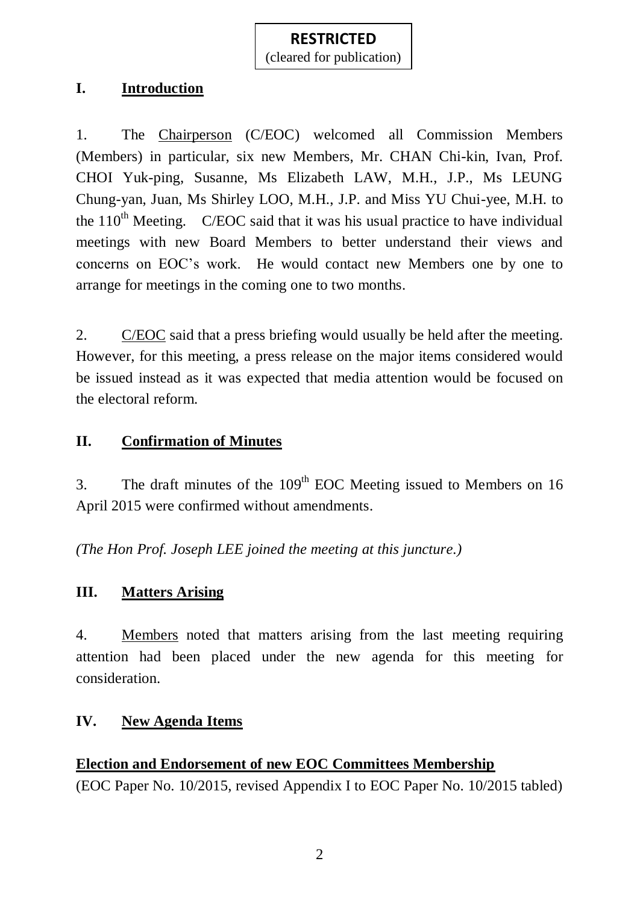**RESTRICTED**
(cleared for publication)

## I. Introduction

1. The Chairperson (C/EOC) welcomed all Commission Members (Members) in particular, six new Members, Mr. CHAN Chi-kin, Ivan, Prof. CHOI Yuk-ping, Susanne, Ms Elizabeth LAW, M.H., J.P., Ms LEUNG Chung-yan, Juan, Ms Shirley LOO, M.H., J.P. and Miss YU Chui-yee, M.H. to the 110th Meeting. C/EOC said that it was his usual practice to have individual meetings with new Board Members to better understand their views and concerns on EOC's work. He would contact new Members one by one to arrange for meetings in the coming one to two months.

2. C/EOC said that a press briefing would usually be held after the meeting. However, for this meeting, a press release on the major items considered would be issued instead as it was expected that media attention would be focused on the electoral reform.

## II. Confirmation of Minutes

3. The draft minutes of the 109th EOC Meeting issued to Members on 16 April 2015 were confirmed without amendments.

*(The Hon Prof. Joseph LEE joined the meeting at this juncture.)*

## III. Matters Arising

4. Members noted that matters arising from the last meeting requiring attention had been placed under the new agenda for this meeting for consideration.

## IV. New Agenda Items

**Election and Endorsement of new EOC Committees Membership**
(EOC Paper No. 10/2015, revised Appendix I to EOC Paper No. 10/2015 tabled)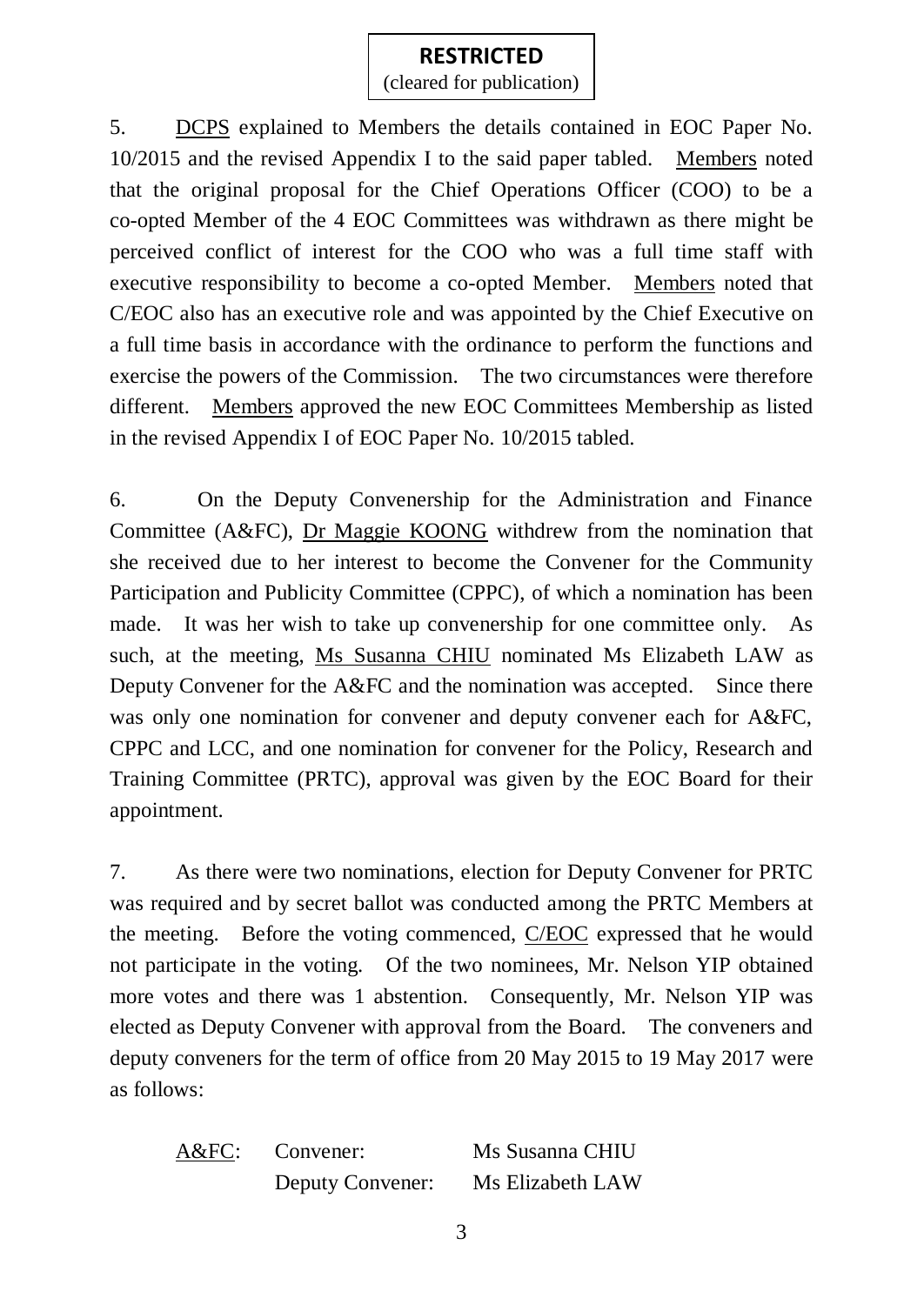**RESTRICTED**
(cleared for publication)

5. DCPS explained to Members the details contained in EOC Paper No. 10/2015 and the revised Appendix I to the said paper tabled. Members noted that the original proposal for the Chief Operations Officer (COO) to be a co-opted Member of the 4 EOC Committees was withdrawn as there might be perceived conflict of interest for the COO who was a full time staff with executive responsibility to become a co-opted Member. Members noted that C/EOC also has an executive role and was appointed by the Chief Executive on a full time basis in accordance with the ordinance to perform the functions and exercise the powers of the Commission. The two circumstances were therefore different. Members approved the new EOC Committees Membership as listed in the revised Appendix I of EOC Paper No. 10/2015 tabled.

6. On the Deputy Convenership for the Administration and Finance Committee (A&FC), Dr Maggie KOONG withdrew from the nomination that she received due to her interest to become the Convener for the Community Participation and Publicity Committee (CPPC), of which a nomination has been made. It was her wish to take up convenership for one committee only. As such, at the meeting, Ms Susanna CHIU nominated Ms Elizabeth LAW as Deputy Convener for the A&FC and the nomination was accepted. Since there was only one nomination for convener and deputy convener each for A&FC, CPPC and LCC, and one nomination for convener for the Policy, Research and Training Committee (PRTC), approval was given by the EOC Board for their appointment.

7. As there were two nominations, election for Deputy Convener for PRTC was required and by secret ballot was conducted among the PRTC Members at the meeting. Before the voting commenced, C/EOC expressed that he would not participate in the voting. Of the two nominees, Mr. Nelson YIP obtained more votes and there was 1 abstention. Consequently, Mr. Nelson YIP was elected as Deputy Convener with approval from the Board. The conveners and deputy conveners for the term of office from 20 May 2015 to 19 May 2017 were as follows:

| | | |
|---|---|---|
| A&FC: | Convener: | Ms Susanna CHIU |
| | Deputy Convener: | Ms Elizabeth LAW |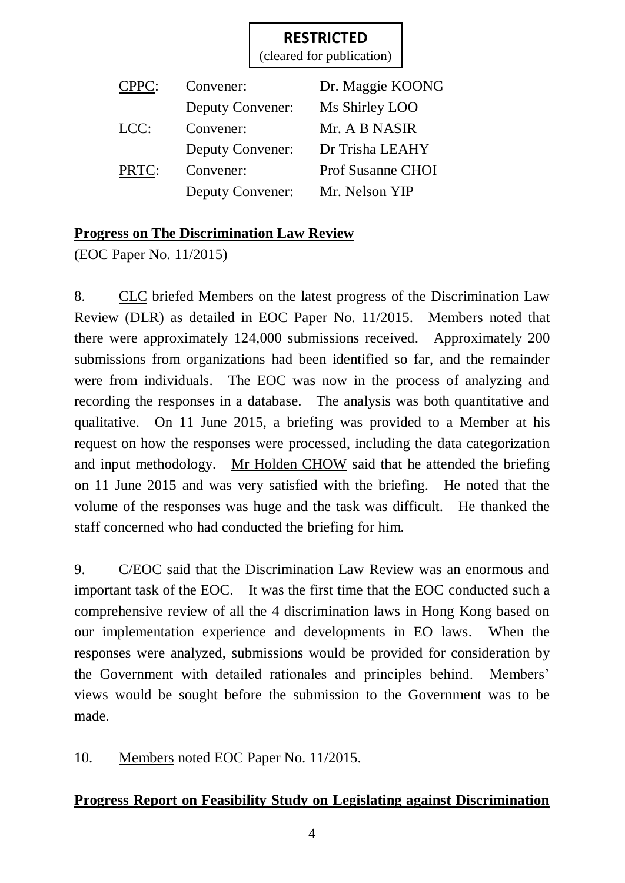**RESTRICTED**
(cleared for publication)

| | | |
|---|---|---|
| <u>CPPC</u>: | Convener: | Dr. Maggie KOONG |
| | Deputy Convener: | Ms Shirley LOO |
| <u>LCC</u>: | Convener: | Mr. A B NASIR |
| | Deputy Convener: | Dr Trisha LEAHY |
| <u>PRTC</u>: | Convener: | Prof Susanne CHOI |
| | Deputy Convener: | Mr. Nelson YIP |

**<u>Progress on The Discrimination Law Review</u>**

(EOC Paper No. 11/2015)

8. <u>CLC</u> briefed Members on the latest progress of the Discrimination Law Review (DLR) as detailed in EOC Paper No. 11/2015. <u>Members</u> noted that there were approximately 124,000 submissions received. Approximately 200 submissions from organizations had been identified so far, and the remainder were from individuals. The EOC was now in the process of analyzing and recording the responses in a database. The analysis was both quantitative and qualitative. On 11 June 2015, a briefing was provided to a Member at his request on how the responses were processed, including the data categorization and input methodology. <u>Mr Holden CHOW</u> said that he attended the briefing on 11 June 2015 and was very satisfied with the briefing. He noted that the volume of the responses was huge and the task was difficult. He thanked the staff concerned who had conducted the briefing for him.

9. <u>C/EOC</u> said that the Discrimination Law Review was an enormous and important task of the EOC. It was the first time that the EOC conducted such a comprehensive review of all the 4 discrimination laws in Hong Kong based on our implementation experience and developments in EO laws. When the responses were analyzed, submissions would be provided for consideration by the Government with detailed rationales and principles behind. Members' views would be sought before the submission to the Government was to be made.

10. <u>Members</u> noted EOC Paper No. 11/2015.

**<u>Progress Report on Feasibility Study on Legislating against Discrimination</u>**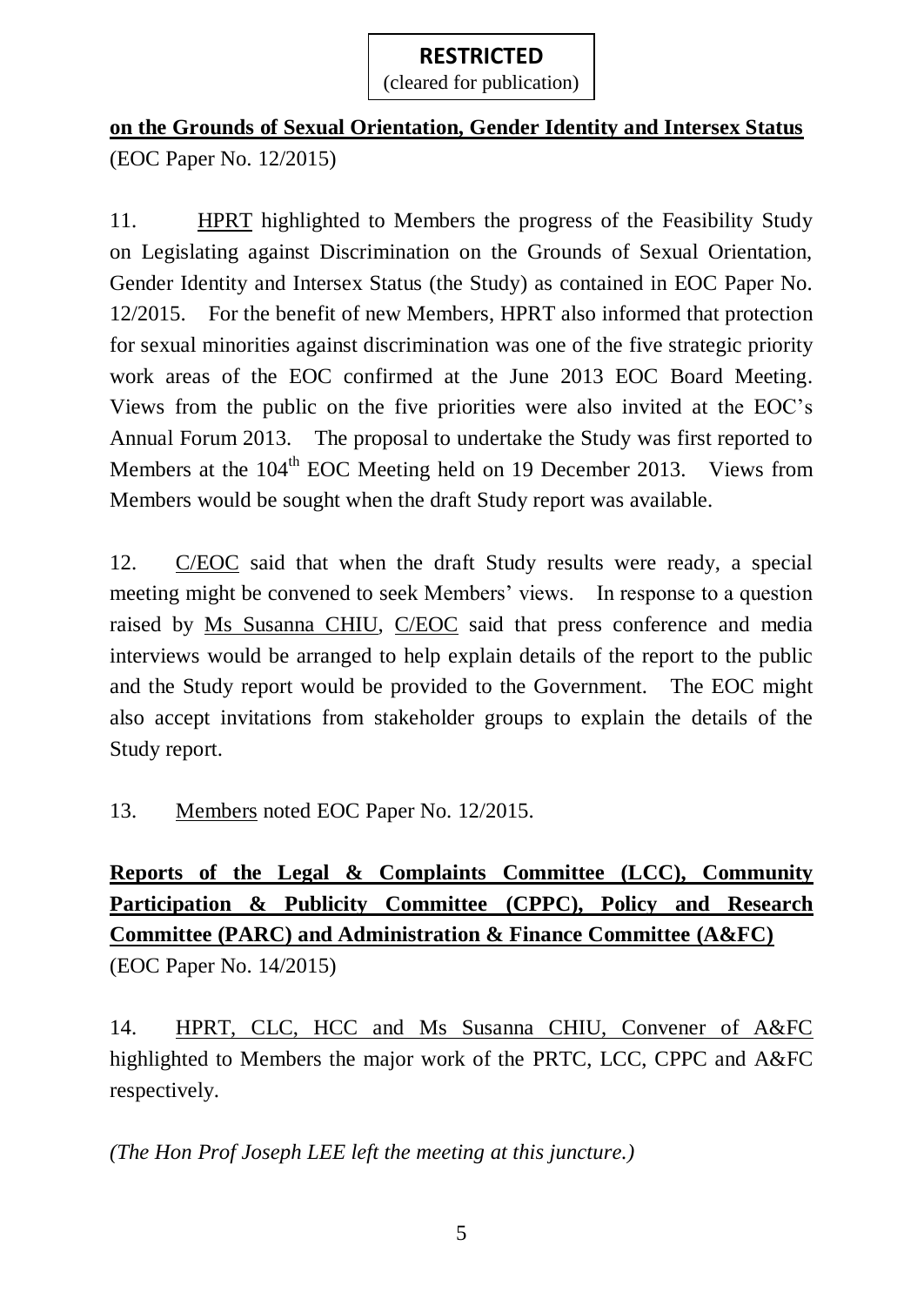**RESTRICTED**
(cleared for publication)

**on the Grounds of Sexual Orientation, Gender Identity and Intersex Status**
(EOC Paper No. 12/2015)

11. HPRT highlighted to Members the progress of the Feasibility Study on Legislating against Discrimination on the Grounds of Sexual Orientation, Gender Identity and Intersex Status (the Study) as contained in EOC Paper No. 12/2015. For the benefit of new Members, HPRT also informed that protection for sexual minorities against discrimination was one of the five strategic priority work areas of the EOC confirmed at the June 2013 EOC Board Meeting. Views from the public on the five priorities were also invited at the EOC's Annual Forum 2013. The proposal to undertake the Study was first reported to Members at the 104th EOC Meeting held on 19 December 2013. Views from Members would be sought when the draft Study report was available.

12. C/EOC said that when the draft Study results were ready, a special meeting might be convened to seek Members' views. In response to a question raised by Ms Susanna CHIU, C/EOC said that press conference and media interviews would be arranged to help explain details of the report to the public and the Study report would be provided to the Government. The EOC might also accept invitations from stakeholder groups to explain the details of the Study report.

13. Members noted EOC Paper No. 12/2015.

**Reports of the Legal & Complaints Committee (LCC), Community Participation & Publicity Committee (CPPC), Policy and Research Committee (PARC) and Administration & Finance Committee (A&FC)**
(EOC Paper No. 14/2015)

14. HPRT, CLC, HCC and Ms Susanna CHIU, Convener of A&FC highlighted to Members the major work of the PRTC, LCC, CPPC and A&FC respectively.

*(The Hon Prof Joseph LEE left the meeting at this juncture.)*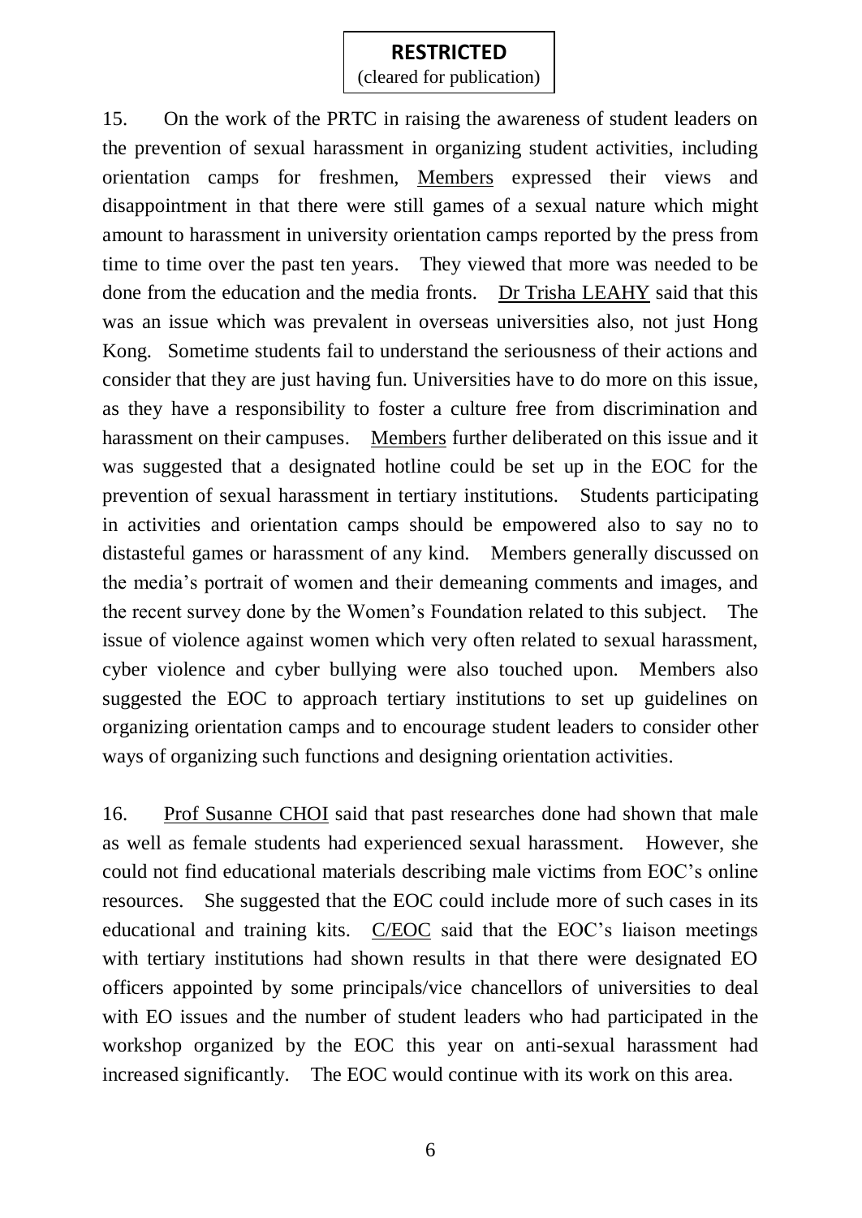**RESTRICTED**
(cleared for publication)

15. On the work of the PRTC in raising the awareness of student leaders on the prevention of sexual harassment in organizing student activities, including orientation camps for freshmen, Members expressed their views and disappointment in that there were still games of a sexual nature which might amount to harassment in university orientation camps reported by the press from time to time over the past ten years. They viewed that more was needed to be done from the education and the media fronts. Dr Trisha LEAHY said that this was an issue which was prevalent in overseas universities also, not just Hong Kong. Sometime students fail to understand the seriousness of their actions and consider that they are just having fun. Universities have to do more on this issue, as they have a responsibility to foster a culture free from discrimination and harassment on their campuses. Members further deliberated on this issue and it was suggested that a designated hotline could be set up in the EOC for the prevention of sexual harassment in tertiary institutions. Students participating in activities and orientation camps should be empowered also to say no to distasteful games or harassment of any kind. Members generally discussed on the media's portrait of women and their demeaning comments and images, and the recent survey done by the Women's Foundation related to this subject. The issue of violence against women which very often related to sexual harassment, cyber violence and cyber bullying were also touched upon. Members also suggested the EOC to approach tertiary institutions to set up guidelines on organizing orientation camps and to encourage student leaders to consider other ways of organizing such functions and designing orientation activities.

16. Prof Susanne CHOI said that past researches done had shown that male as well as female students had experienced sexual harassment. However, she could not find educational materials describing male victims from EOC's online resources. She suggested that the EOC could include more of such cases in its educational and training kits. C/EOC said that the EOC's liaison meetings with tertiary institutions had shown results in that there were designated EO officers appointed by some principals/vice chancellors of universities to deal with EO issues and the number of student leaders who had participated in the workshop organized by the EOC this year on anti-sexual harassment had increased significantly. The EOC would continue with its work on this area.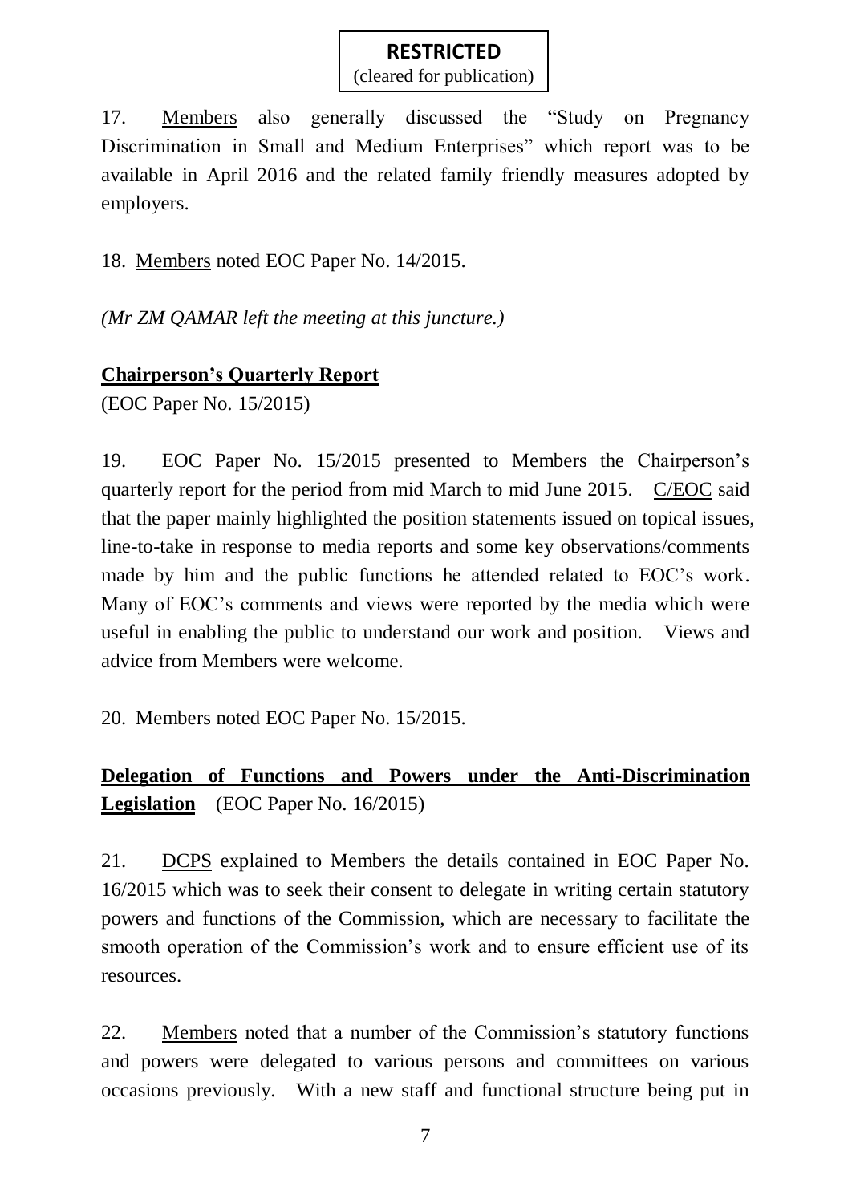**RESTRICTED**
(cleared for publication)

17. Members also generally discussed the "Study on Pregnancy Discrimination in Small and Medium Enterprises" which report was to be available in April 2016 and the related family friendly measures adopted by employers.

18. Members noted EOC Paper No. 14/2015.

*(Mr ZM QAMAR left the meeting at this juncture.)*

**Chairperson's Quarterly Report**
(EOC Paper No. 15/2015)

19. EOC Paper No. 15/2015 presented to Members the Chairperson's quarterly report for the period from mid March to mid June 2015. C/EOC said that the paper mainly highlighted the position statements issued on topical issues, line-to-take in response to media reports and some key observations/comments made by him and the public functions he attended related to EOC's work. Many of EOC's comments and views were reported by the media which were useful in enabling the public to understand our work and position. Views and advice from Members were welcome.

20. Members noted EOC Paper No. 15/2015.

**Delegation of Functions and Powers under the Anti-Discrimination Legislation** (EOC Paper No. 16/2015)

21. DCPS explained to Members the details contained in EOC Paper No. 16/2015 which was to seek their consent to delegate in writing certain statutory powers and functions of the Commission, which are necessary to facilitate the smooth operation of the Commission's work and to ensure efficient use of its resources.

22. Members noted that a number of the Commission's statutory functions and powers were delegated to various persons and committees on various occasions previously. With a new staff and functional structure being put in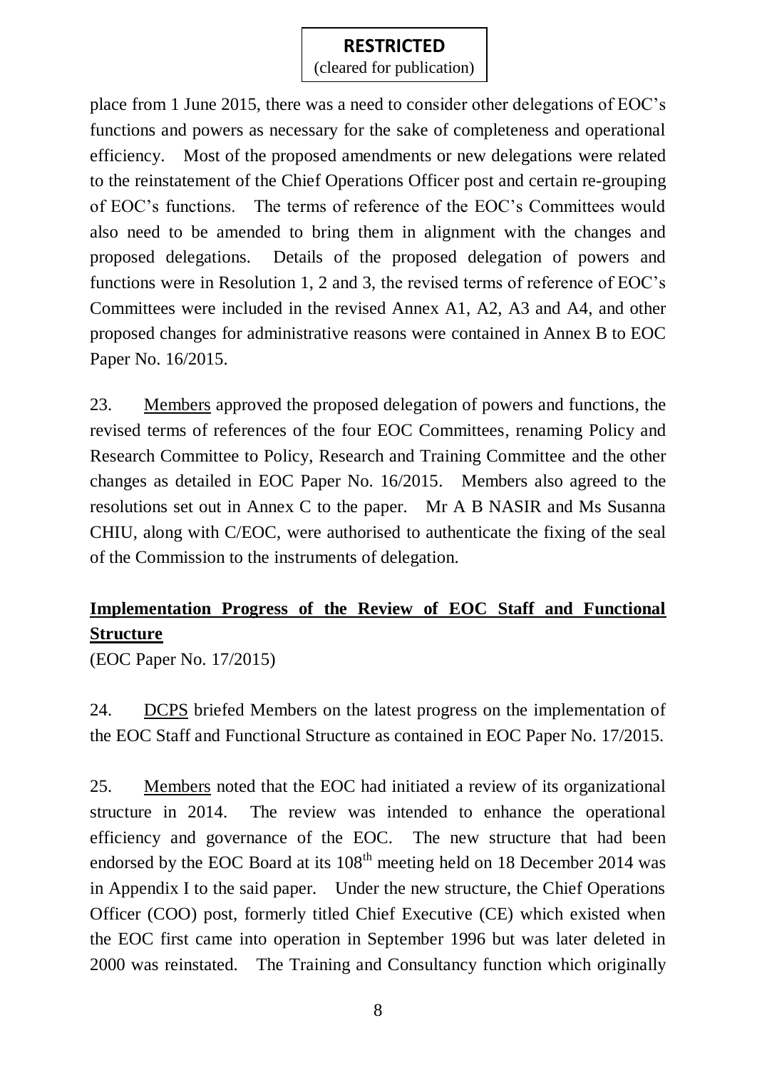place from 1 June 2015, there was a need to consider other delegations of EOC's functions and powers as necessary for the sake of completeness and operational efficiency. Most of the proposed amendments or new delegations were related to the reinstatement of the Chief Operations Officer post and certain re-grouping of EOC's functions. The terms of reference of the EOC's Committees would also need to be amended to bring them in alignment with the changes and proposed delegations. Details of the proposed delegation of powers and functions were in Resolution 1, 2 and 3, the revised terms of reference of EOC's Committees were included in the revised Annex A1, A2, A3 and A4, and other proposed changes for administrative reasons were contained in Annex B to EOC Paper No. 16/2015.

23. Members approved the proposed delegation of powers and functions, the revised terms of references of the four EOC Committees, renaming Policy and Research Committee to Policy, Research and Training Committee and the other changes as detailed in EOC Paper No. 16/2015. Members also agreed to the resolutions set out in Annex C to the paper. Mr A B NASIR and Ms Susanna CHIU, along with C/EOC, were authorised to authenticate the fixing of the seal of the Commission to the instruments of delegation.

## Implementation Progress of the Review of EOC Staff and Functional Structure

(EOC Paper No. 17/2015)

24. DCPS briefed Members on the latest progress on the implementation of the EOC Staff and Functional Structure as contained in EOC Paper No. 17/2015.

25. Members noted that the EOC had initiated a review of its organizational structure in 2014. The review was intended to enhance the operational efficiency and governance of the EOC. The new structure that had been endorsed by the EOC Board at its 108th meeting held on 18 December 2014 was in Appendix I to the said paper. Under the new structure, the Chief Operations Officer (COO) post, formerly titled Chief Executive (CE) which existed when the EOC first came into operation in September 1996 but was later deleted in 2000 was reinstated. The Training and Consultancy function which originally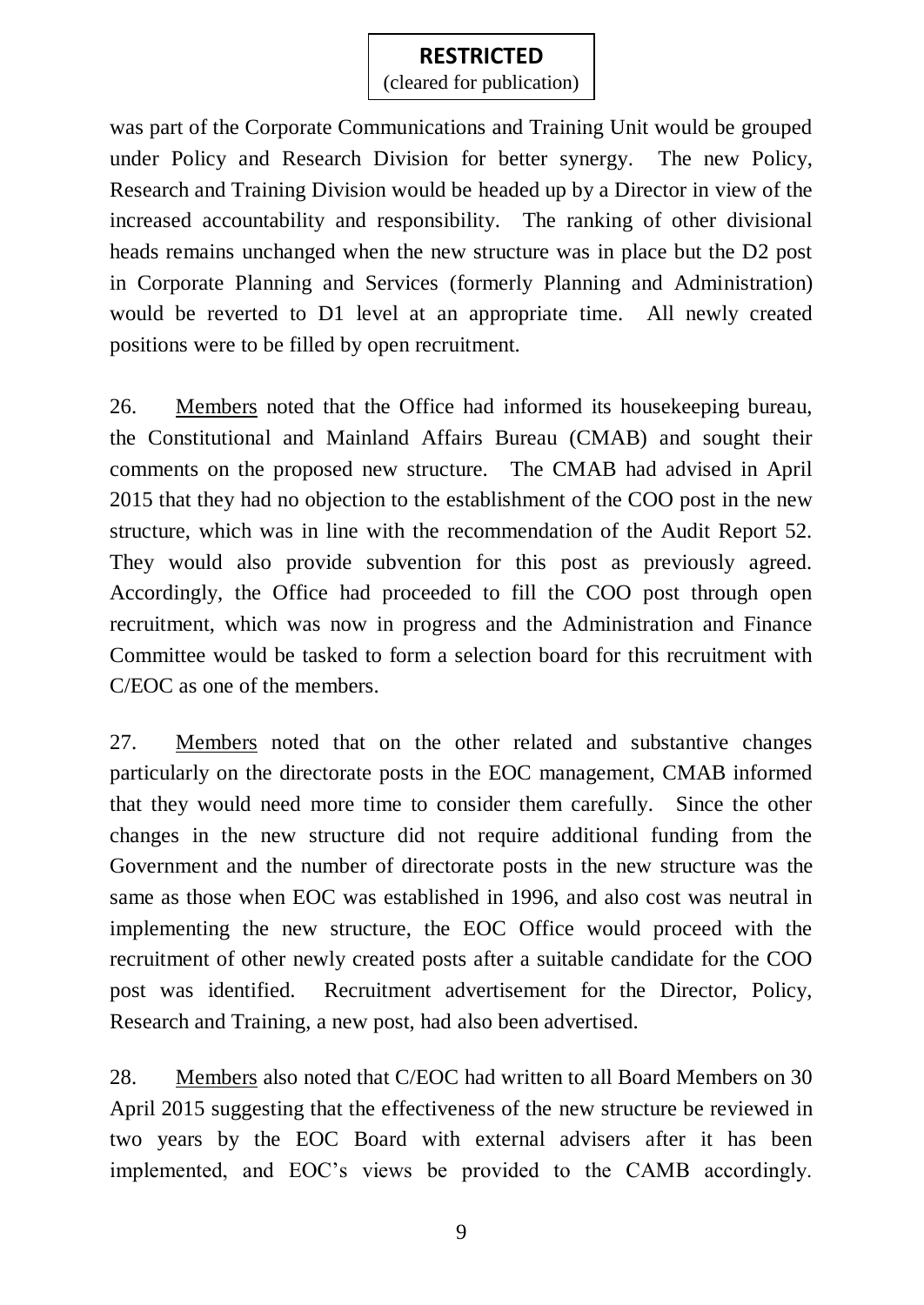was part of the Corporate Communications and Training Unit would be grouped under Policy and Research Division for better synergy. The new Policy, Research and Training Division would be headed up by a Director in view of the increased accountability and responsibility. The ranking of other divisional heads remains unchanged when the new structure was in place but the D2 post in Corporate Planning and Services (formerly Planning and Administration) would be reverted to D1 level at an appropriate time. All newly created positions were to be filled by open recruitment.

26. Members noted that the Office had informed its housekeeping bureau, the Constitutional and Mainland Affairs Bureau (CMAB) and sought their comments on the proposed new structure. The CMAB had advised in April 2015 that they had no objection to the establishment of the COO post in the new structure, which was in line with the recommendation of the Audit Report 52. They would also provide subvention for this post as previously agreed. Accordingly, the Office had proceeded to fill the COO post through open recruitment, which was now in progress and the Administration and Finance Committee would be tasked to form a selection board for this recruitment with C/EOC as one of the members.

27. Members noted that on the other related and substantive changes particularly on the directorate posts in the EOC management, CMAB informed that they would need more time to consider them carefully. Since the other changes in the new structure did not require additional funding from the Government and the number of directorate posts in the new structure was the same as those when EOC was established in 1996, and also cost was neutral in implementing the new structure, the EOC Office would proceed with the recruitment of other newly created posts after a suitable candidate for the COO post was identified. Recruitment advertisement for the Director, Policy, Research and Training, a new post, had also been advertised.

28. Members also noted that C/EOC had written to all Board Members on 30 April 2015 suggesting that the effectiveness of the new structure be reviewed in two years by the EOC Board with external advisers after it has been implemented, and EOC's views be provided to the CAMB accordingly.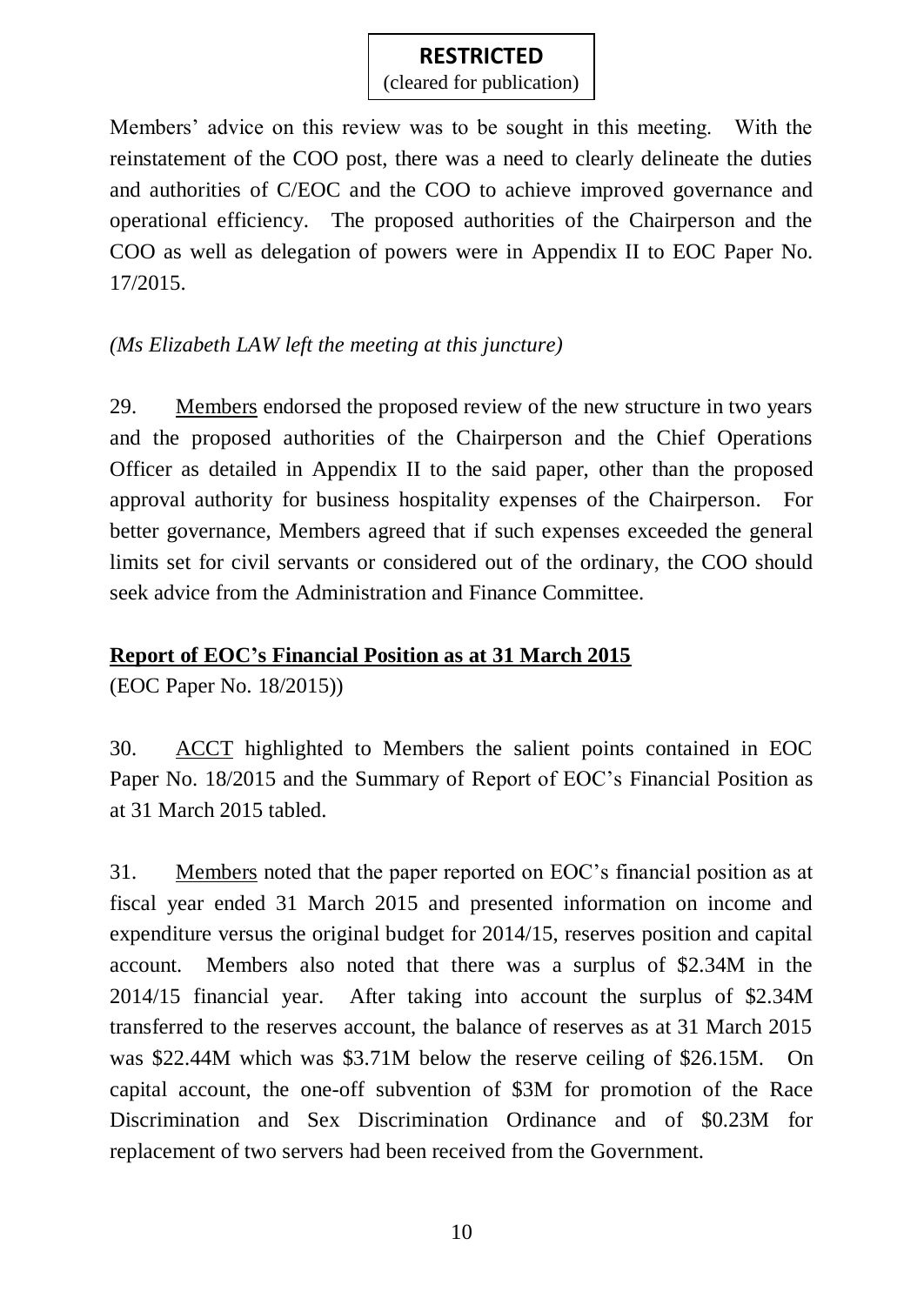**RESTRICTED**
(cleared for publication)

Members' advice on this review was to be sought in this meeting. With the reinstatement of the COO post, there was a need to clearly delineate the duties and authorities of C/EOC and the COO to achieve improved governance and operational efficiency. The proposed authorities of the Chairperson and the COO as well as delegation of powers were in Appendix II to EOC Paper No. 17/2015.

*(Ms Elizabeth LAW left the meeting at this juncture)*

29. Members endorsed the proposed review of the new structure in two years and the proposed authorities of the Chairperson and the Chief Operations Officer as detailed in Appendix II to the said paper, other than the proposed approval authority for business hospitality expenses of the Chairperson. For better governance, Members agreed that if such expenses exceeded the general limits set for civil servants or considered out of the ordinary, the COO should seek advice from the Administration and Finance Committee.

**Report of EOC's Financial Position as at 31 March 2015**

(EOC Paper No. 18/2015))

30. ACCT highlighted to Members the salient points contained in EOC Paper No. 18/2015 and the Summary of Report of EOC's Financial Position as at 31 March 2015 tabled.

31. Members noted that the paper reported on EOC's financial position as at fiscal year ended 31 March 2015 and presented information on income and expenditure versus the original budget for 2014/15, reserves position and capital account. Members also noted that there was a surplus of $2.34M in the 2014/15 financial year. After taking into account the surplus of $2.34M transferred to the reserves account, the balance of reserves as at 31 March 2015 was $22.44M which was $3.71M below the reserve ceiling of $26.15M. On capital account, the one-off subvention of $3M for promotion of the Race Discrimination and Sex Discrimination Ordinance and of $0.23M for replacement of two servers had been received from the Government.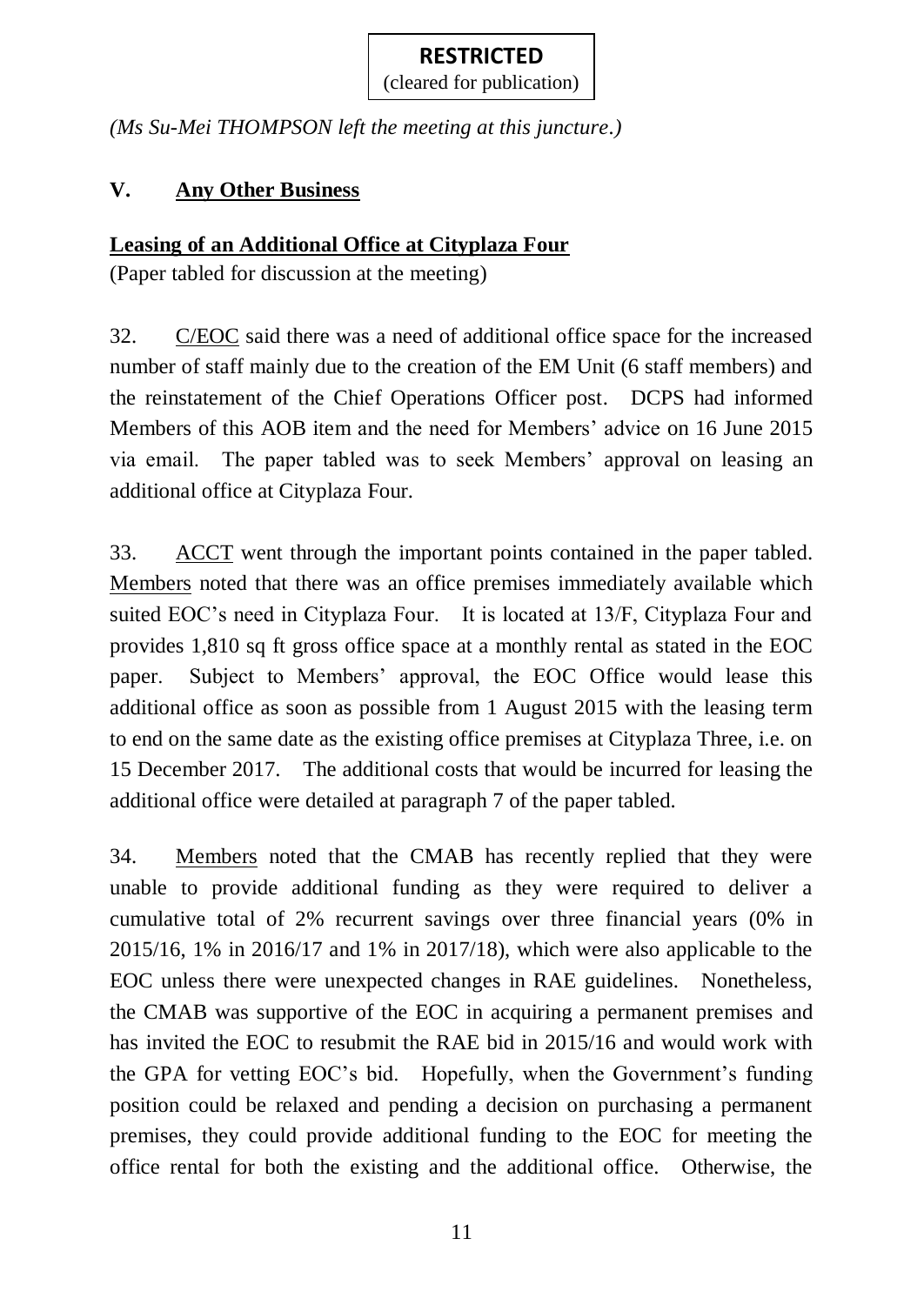**RESTRICTED**
(cleared for publication)

*(Ms Su-Mei THOMPSON left the meeting at this juncture.)*

## V. Any Other Business

### Leasing of an Additional Office at Cityplaza Four

(Paper tabled for discussion at the meeting)

32. C/EOC said there was a need of additional office space for the increased number of staff mainly due to the creation of the EM Unit (6 staff members) and the reinstatement of the Chief Operations Officer post. DCPS had informed Members of this AOB item and the need for Members' advice on 16 June 2015 via email. The paper tabled was to seek Members' approval on leasing an additional office at Cityplaza Four.

33. ACCT went through the important points contained in the paper tabled. Members noted that there was an office premises immediately available which suited EOC's need in Cityplaza Four. It is located at 13/F, Cityplaza Four and provides 1,810 sq ft gross office space at a monthly rental as stated in the EOC paper. Subject to Members' approval, the EOC Office would lease this additional office as soon as possible from 1 August 2015 with the leasing term to end on the same date as the existing office premises at Cityplaza Three, i.e. on 15 December 2017. The additional costs that would be incurred for leasing the additional office were detailed at paragraph 7 of the paper tabled.

34. Members noted that the CMAB has recently replied that they were unable to provide additional funding as they were required to deliver a cumulative total of 2% recurrent savings over three financial years (0% in 2015/16, 1% in 2016/17 and 1% in 2017/18), which were also applicable to the EOC unless there were unexpected changes in RAE guidelines. Nonetheless, the CMAB was supportive of the EOC in acquiring a permanent premises and has invited the EOC to resubmit the RAE bid in 2015/16 and would work with the GPA for vetting EOC's bid. Hopefully, when the Government's funding position could be relaxed and pending a decision on purchasing a permanent premises, they could provide additional funding to the EOC for meeting the office rental for both the existing and the additional office. Otherwise, the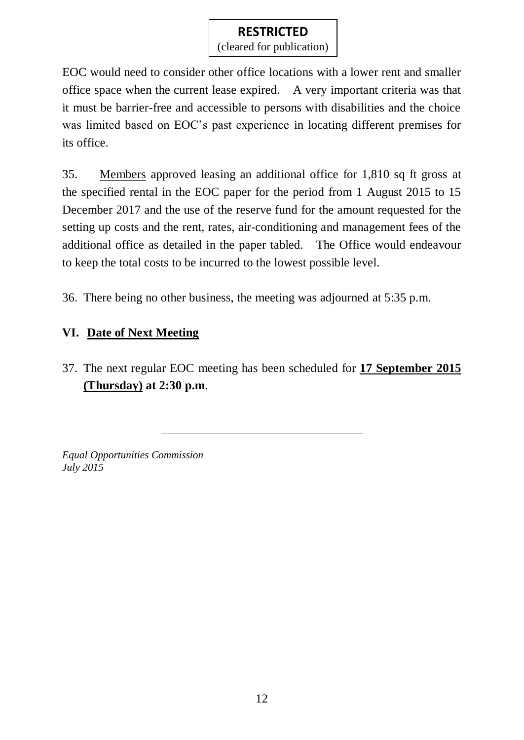**RESTRICTED**
(cleared for publication)

EOC would need to consider other office locations with a lower rent and smaller office space when the current lease expired. A very important criteria was that it must be barrier-free and accessible to persons with disabilities and the choice was limited based on EOC's past experience in locating different premises for its office.

35. Members approved leasing an additional office for 1,810 sq ft gross at the specified rental in the EOC paper for the period from 1 August 2015 to 15 December 2017 and the use of the reserve fund for the amount requested for the setting up costs and the rent, rates, air-conditioning and management fees of the additional office as detailed in the paper tabled. The Office would endeavour to keep the total costs to be incurred to the lowest possible level.

36. There being no other business, the meeting was adjourned at 5:35 p.m.

## VI. Date of Next Meeting

37. The next regular EOC meeting has been scheduled for **17 September 2015 (Thursday) at 2:30 p.m**.

---

*Equal Opportunities Commission*
*July 2015*